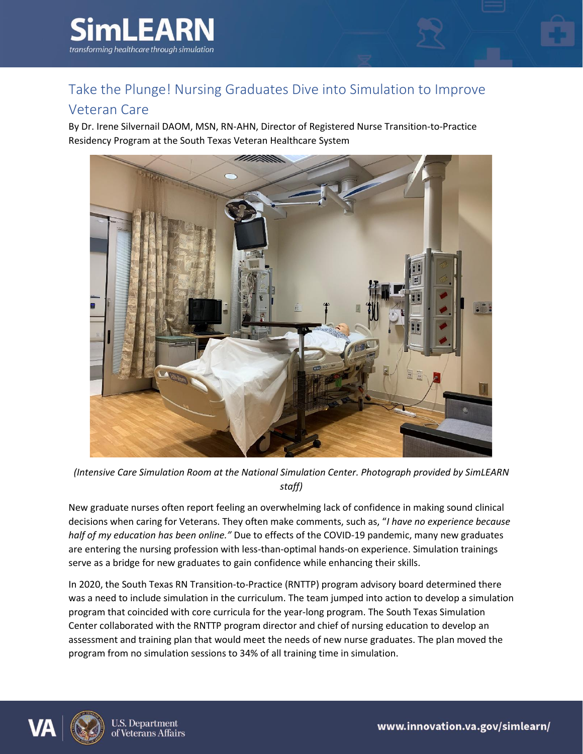# Take the Plunge! Nursing Graduates Dive into Simulation to Improve Veteran Care

By Dr. Irene Silvernail DAOM, MSN, RN-AHN, Director of Registered Nurse Transition-to-Practice Residency Program at the South Texas Veteran Healthcare System

*(Intensive Care Simulation Room at the National Simulation Center. Photograph provided by SimLEARN staff)*

New graduate nurses often report feeling an overwhelming lack of confidence in making sound clinical decisions when caring for Veterans. They often make comments, such as, "*I have no experience because half of my education has been online.*" Due to effects of the COVID-19 pandemic, many new graduates are entering the nursing profession with less-than-optimal hands-on experience. Simulation trainings serve as a bridge for new graduates to gain confidence while enhancing their skills.

In 2020, the South Texas RN Transition-to-Practice (RNTTP) program advisory board determined there was a need to include simulation in the curriculum. The team jumped into action to develop a simulation program that coincided with core curricula for the year-long program. The South Texas Simulation Center collaborated with the RNTTP program director and chief of nursing education to develop an assessment and training plan that would meet the needs of new nurse graduates. The plan moved the program from no simulation sessions to 34% of all training time in simulation.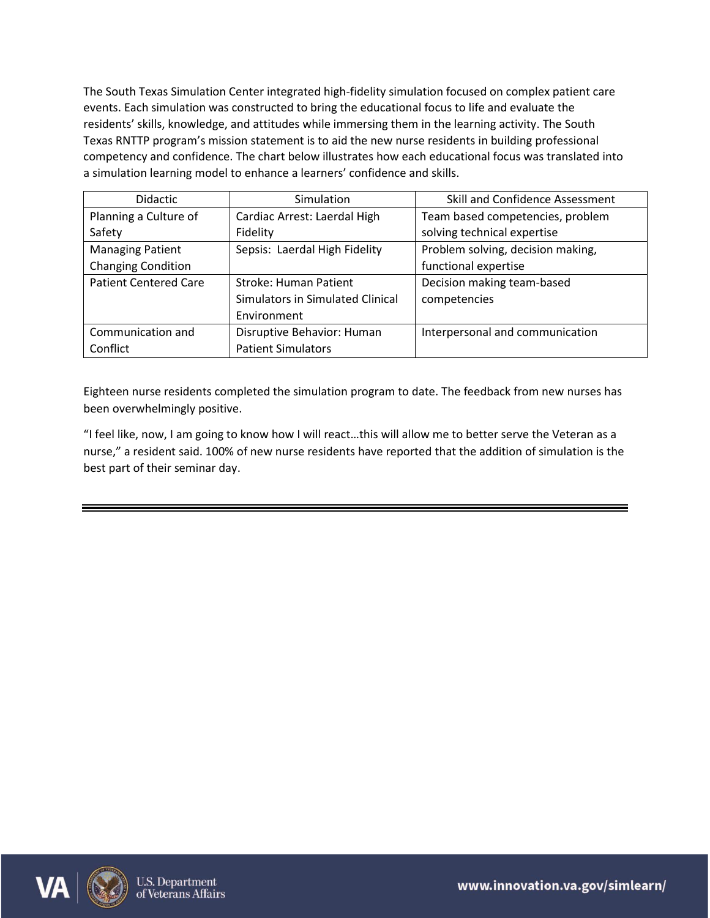The South Texas Simulation Center integrated high-fidelity simulation focused on complex patient care events. Each simulation was constructed to bring the educational focus to life and evaluate the residents' skills, knowledge, and attitudes while immersing them in the learning activity. The South Texas RNTTP program's mission statement is to aid the new nurse residents in building professional competency and confidence. The chart below illustrates how each educational focus was translated into a simulation learning model to enhance a learners' confidence and skills.

| Didactic | Simulation | Skill and Confidence Assessment |
|---|---|---|
| Planning a Culture of Safety | Cardiac Arrest: Laerdal High Fidelity | Team based competencies, problem solving technical expertise |
| Managing Patient Changing Condition | Sepsis: Laerdal High Fidelity | Problem solving, decision making, functional expertise |
| Patient Centered Care | Stroke: Human Patient Simulators in Simulated Clinical Environment | Decision making team-based competencies |
| Communication and Conflict | Disruptive Behavior: Human Patient Simulators | Interpersonal and communication |

Eighteen nurse residents completed the simulation program to date. The feedback from new nurses has been overwhelmingly positive.

"I feel like, now, I am going to know how I will react…this will allow me to better serve the Veteran as a nurse," a resident said. 100% of new nurse residents have reported that the addition of simulation is the best part of their seminar day.